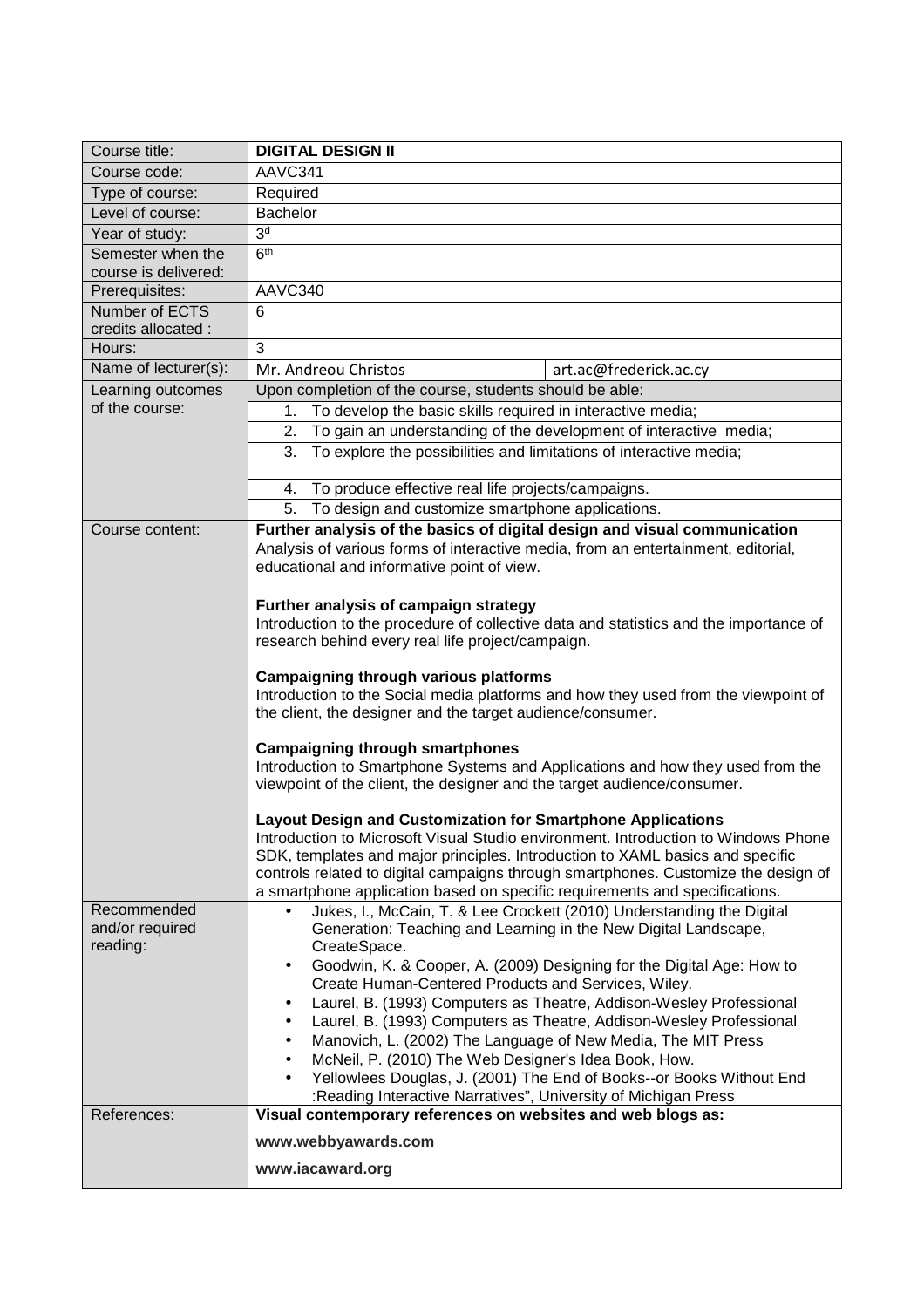| Course title: | **DIGITAL DESIGN II** | |
|---|---|---|
| Course code: | AAVC341 | |
| Type of course: | Required | |
| Level of course: | Bachelor | |
| Year of study: | 3[d] | |
| Semester when the course is delivered: | 6[th] | |
| Prerequisites: | AAVC340 | |
| Number of ECTS credits allocated : | 6 | |
| Hours: | 3 | |
| Name of lecturer(s): | Mr. Andreou Christos | art.ac@frederick.ac.cy |
| Learning outcomes of the course: | Upon completion of the course, students should be able:<br>1. To develop the basic skills required in interactive media;<br>2. To gain an understanding of the development of interactive media;<br>3. To explore the possibilities and limitations of interactive media;<br>4. To produce effective real life projects/campaigns.<br>5. To design and customize smartphone applications. | |
| Course content: | **Further analysis of the basics of digital design and visual communication**<br>Analysis of various forms of interactive media, from an entertainment, editorial, educational and informative point of view.<br><br>**Further analysis of campaign strategy**<br>Introduction to the procedure of collective data and statistics and the importance of research behind every real life project/campaign.<br><br>**Campaigning through various platforms**<br>Introduction to the Social media platforms and how they used from the viewpoint of the client, the designer and the target audience/consumer.<br><br>**Campaigning through smartphones**<br>Introduction to Smartphone Systems and Applications and how they used from the viewpoint of the client, the designer and the target audience/consumer.<br><br>**Layout Design and Customization for Smartphone Applications**<br>Introduction to Microsoft Visual Studio environment. Introduction to Windows Phone SDK, templates and major principles. Introduction to XAML basics and specific controls related to digital campaigns through smartphones. Customize the design of a smartphone application based on specific requirements and specifications. | |
| Recommended and/or required reading: | • Jukes, I., McCain, T. & Lee Crockett (2010) Understanding the Digital Generation: Teaching and Learning in the New Digital Landscape, CreateSpace.<br>• Goodwin, K. & Cooper, A. (2009) Designing for the Digital Age: How to Create Human-Centered Products and Services, Wiley.<br>• Laurel, B. (1993) Computers as Theatre, Addison-Wesley Professional<br>• Laurel, B. (1993) Computers as Theatre, Addison-Wesley Professional<br>• Manovich, L. (2002) The Language of New Media, The MIT Press<br>• McNeil, P. (2010) The Web Designer's Idea Book, How.<br>• Yellowlees Douglas, J. (2001) The End of Books--or Books Without End :Reading Interactive Narratives", University of Michigan Press | |
| References: | **Visual contemporary references on websites and web blogs as:**<br>**www.webbyawards.com**<br>**www.iacaward.org** | |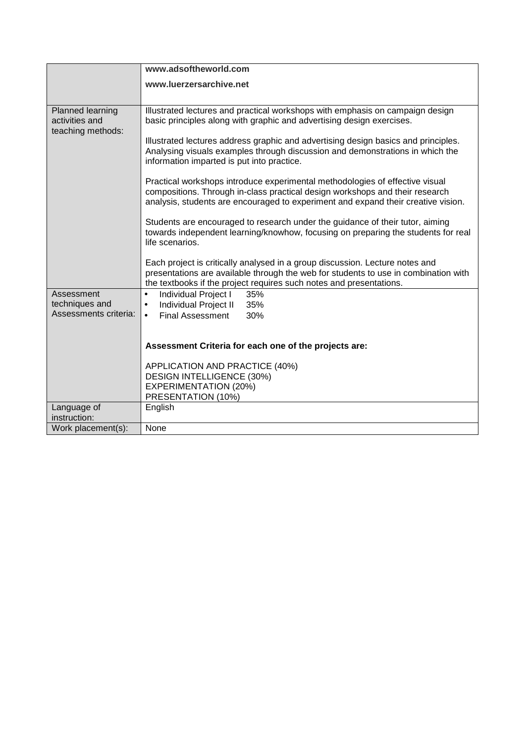| | |
|---|---|
| | **www.adsoftheworld.com**<br><br>**www.luerzersarchive.net** |
| Planned learning activities and teaching methods: | Illustrated lectures and practical workshops with emphasis on campaign design basic principles along with graphic and advertising design exercises.<br><br>Illustrated lectures address graphic and advertising design basics and principles. Analysing visuals examples through discussion and demonstrations in which the information imparted is put into practice.<br><br>Practical workshops introduce experimental methodologies of effective visual compositions. Through in-class practical design workshops and their research analysis, students are encouraged to experiment and expand their creative vision.<br><br>Students are encouraged to research under the guidance of their tutor, aiming towards independent learning/knowhow, focusing on preparing the students for real life scenarios.<br><br>Each project is critically analysed in a group discussion. Lecture notes and presentations are available through the web for students to use in combination with the textbooks if the project requires such notes and presentations. |
| Assessment techniques and Assessments criteria: | • Individual Project I 35%<br>• Individual Project II 35%<br>• Final Assessment 30%<br><br>**Assessment Criteria for each one of the projects are:**<br><br>APPLICATION AND PRACTICE (40%)<br>DESIGN INTELLIGENCE (30%)<br>EXPERIMENTATION (20%)<br>PRESENTATION (10%) |
| Language of instruction: | English |
| Work placement(s): | None |